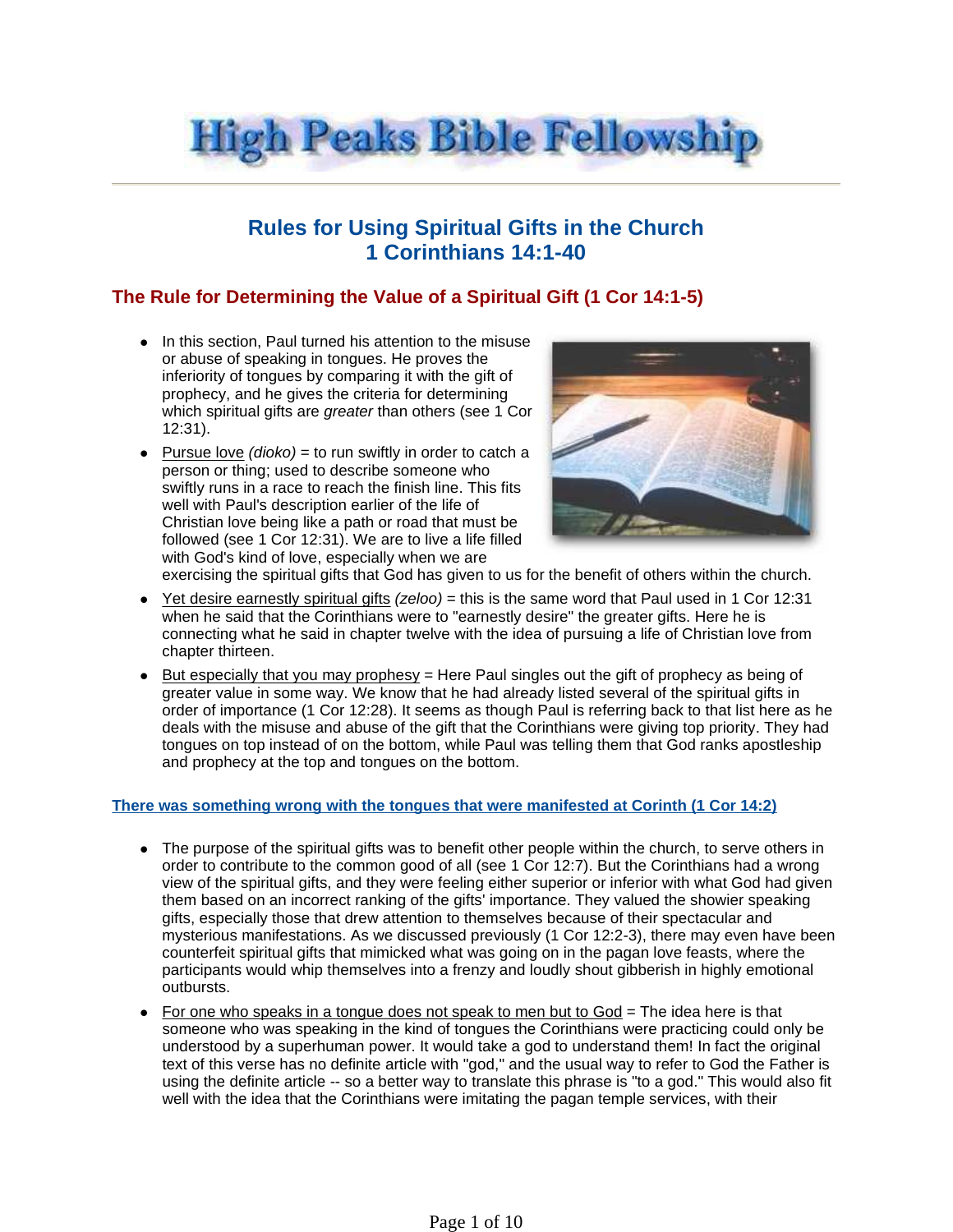# High Peaks Bible Fellowship

## Rules for Using Spiritual Gifts in the Church
## 1 Corinthians 14:1-40

### The Rule for Determining the Value of a Spiritual Gift (1 Cor 14:1-5)

- In this section, Paul turned his attention to the misuse or abuse of speaking in tongues. He proves the inferiority of tongues by comparing it with the gift of prophecy, and he gives the criteria for determining which spiritual gifts are *greater* than others (see 1 Cor 12:31).
- Pursue love *(dioko)* = to run swiftly in order to catch a person or thing; used to describe someone who swiftly runs in a race to reach the finish line. This fits well with Paul's description earlier of the life of Christian love being like a path or road that must be followed (see 1 Cor 12:31). We are to live a life filled with God's kind of love, especially when we are exercising the spiritual gifts that God has given to us for the benefit of others within the church.
- Yet desire earnestly spiritual gifts *(zeloo)* = this is the same word that Paul used in 1 Cor 12:31 when he said that the Corinthians were to "earnestly desire" the greater gifts. Here he is connecting what he said in chapter twelve with the idea of pursuing a life of Christian love from chapter thirteen.
- But especially that you may prophesy = Here Paul singles out the gift of prophecy as being of greater value in some way. We know that he had already listed several of the spiritual gifts in order of importance (1 Cor 12:28). It seems as though Paul is referring back to that list here as he deals with the misuse and abuse of the gift that the Corinthians were giving top priority. They had tongues on top instead of on the bottom, while Paul was telling them that God ranks apostleship and prophecy at the top and tongues on the bottom.

#### There was something wrong with the tongues that were manifested at Corinth (1 Cor 14:2)

- The purpose of the spiritual gifts was to benefit other people within the church, to serve others in order to contribute to the common good of all (see 1 Cor 12:7). But the Corinthians had a wrong view of the spiritual gifts, and they were feeling either superior or inferior with what God had given them based on an incorrect ranking of the gifts' importance. They valued the showier speaking gifts, especially those that drew attention to themselves because of their spectacular and mysterious manifestations. As we discussed previously (1 Cor 12:2-3), there may even have been counterfeit spiritual gifts that mimicked what was going on in the pagan love feasts, where the participants would whip themselves into a frenzy and loudly shout gibberish in highly emotional outbursts.
- For one who speaks in a tongue does not speak to men but to God = The idea here is that someone who was speaking in the kind of tongues the Corinthians were practicing could only be understood by a superhuman power. It would take a god to understand them! In fact the original text of this verse has no definite article with "god," and the usual way to refer to God the Father is using the definite article -- so a better way to translate this phrase is "to a god." This would also fit well with the idea that the Corinthians were imitating the pagan temple services, with their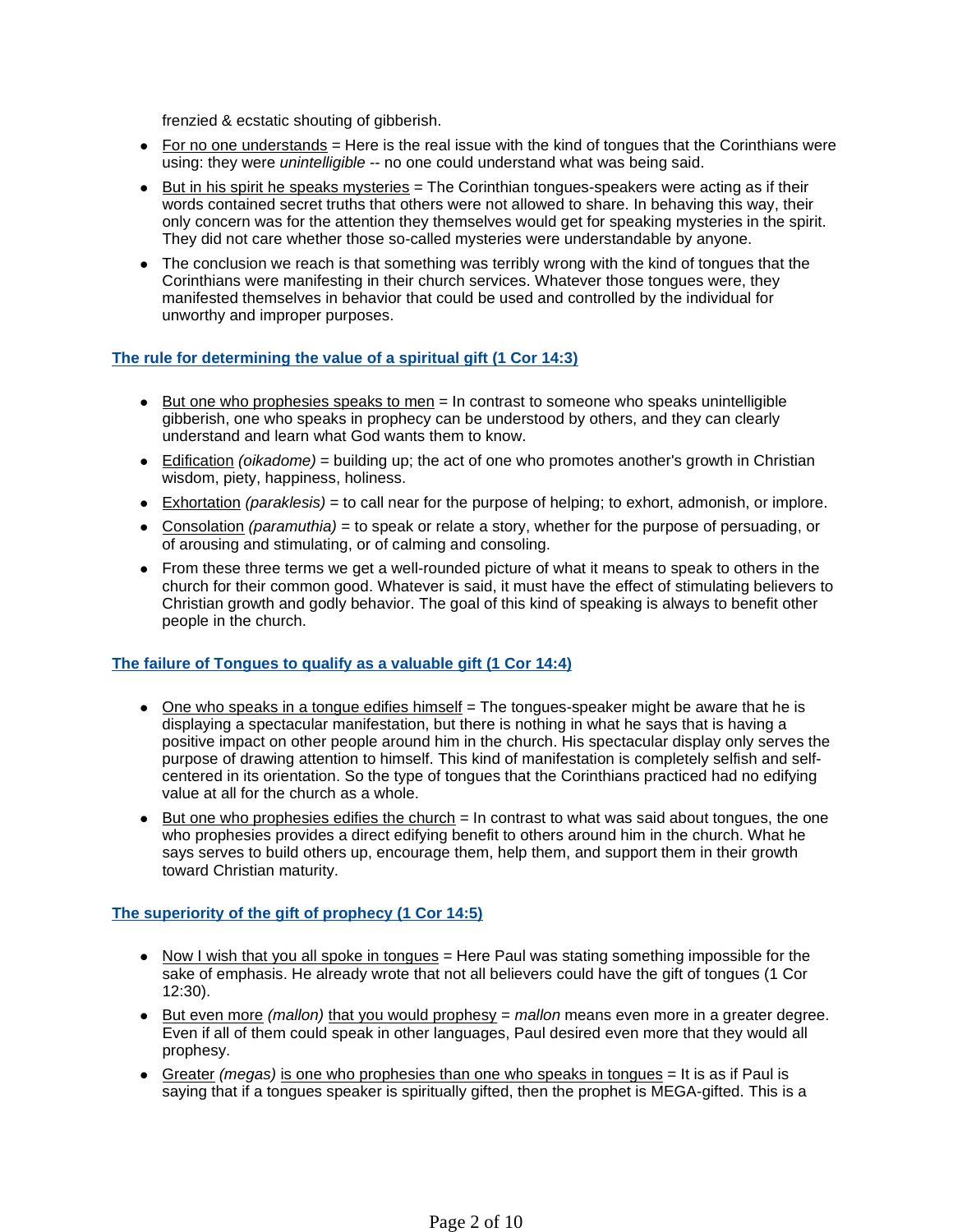frenzied & ecstatic shouting of gibberish.

- <u>For no one understands</u> = Here is the real issue with the kind of tongues that the Corinthians were using: they were *unintelligible* -- no one could understand what was being said.
- <u>But in his spirit he speaks mysteries</u> = The Corinthian tongues-speakers were acting as if their words contained secret truths that others were not allowed to share. In behaving this way, their only concern was for the attention they themselves would get for speaking mysteries in the spirit. They did not care whether those so-called mysteries were understandable by anyone.
- The conclusion we reach is that something was terribly wrong with the kind of tongues that the Corinthians were manifesting in their church services. Whatever those tongues were, they manifested themselves in behavior that could be used and controlled by the individual for unworthy and improper purposes.

### The rule for determining the value of a spiritual gift (1 Cor 14:3)

- <u>But one who prophesies speaks to men</u> = In contrast to someone who speaks unintelligible gibberish, one who speaks in prophecy can be understood by others, and they can clearly understand and learn what God wants them to know.
- <u>Edification</u> *(oikadome)* = building up; the act of one who promotes another's growth in Christian wisdom, piety, happiness, holiness.
- <u>Exhortation</u> *(paraklesis)* = to call near for the purpose of helping; to exhort, admonish, or implore.
- <u>Consolation</u> *(paramuthia)* = to speak or relate a story, whether for the purpose of persuading, or of arousing and stimulating, or of calming and consoling.
- From these three terms we get a well-rounded picture of what it means to speak to others in the church for their common good. Whatever is said, it must have the effect of stimulating believers to Christian growth and godly behavior. The goal of this kind of speaking is always to benefit other people in the church.

### The failure of Tongues to qualify as a valuable gift (1 Cor 14:4)

- <u>One who speaks in a tongue edifies himself</u> = The tongues-speaker might be aware that he is displaying a spectacular manifestation, but there is nothing in what he says that is having a positive impact on other people around him in the church. His spectacular display only serves the purpose of drawing attention to himself. This kind of manifestation is completely selfish and self-centered in its orientation. So the type of tongues that the Corinthians practiced had no edifying value at all for the church as a whole.
- <u>But one who prophesies edifies the church</u> = In contrast to what was said about tongues, the one who prophesies provides a direct edifying benefit to others around him in the church. What he says serves to build others up, encourage them, help them, and support them in their growth toward Christian maturity.

### The superiority of the gift of prophecy (1 Cor 14:5)

- <u>Now I wish that you all spoke in tongues</u> = Here Paul was stating something impossible for the sake of emphasis. He already wrote that not all believers could have the gift of tongues (1 Cor 12:30).
- <u>But even more</u> *(mallon)* <u>that you would prophesy</u> = *mallon* means even more in a greater degree. Even if all of them could speak in other languages, Paul desired even more that they would all prophesy.
- <u>Greater</u> *(megas)* <u>is one who prophesies than one who speaks in tongues</u> = It is as if Paul is saying that if a tongues speaker is spiritually gifted, then the prophet is MEGA-gifted. This is a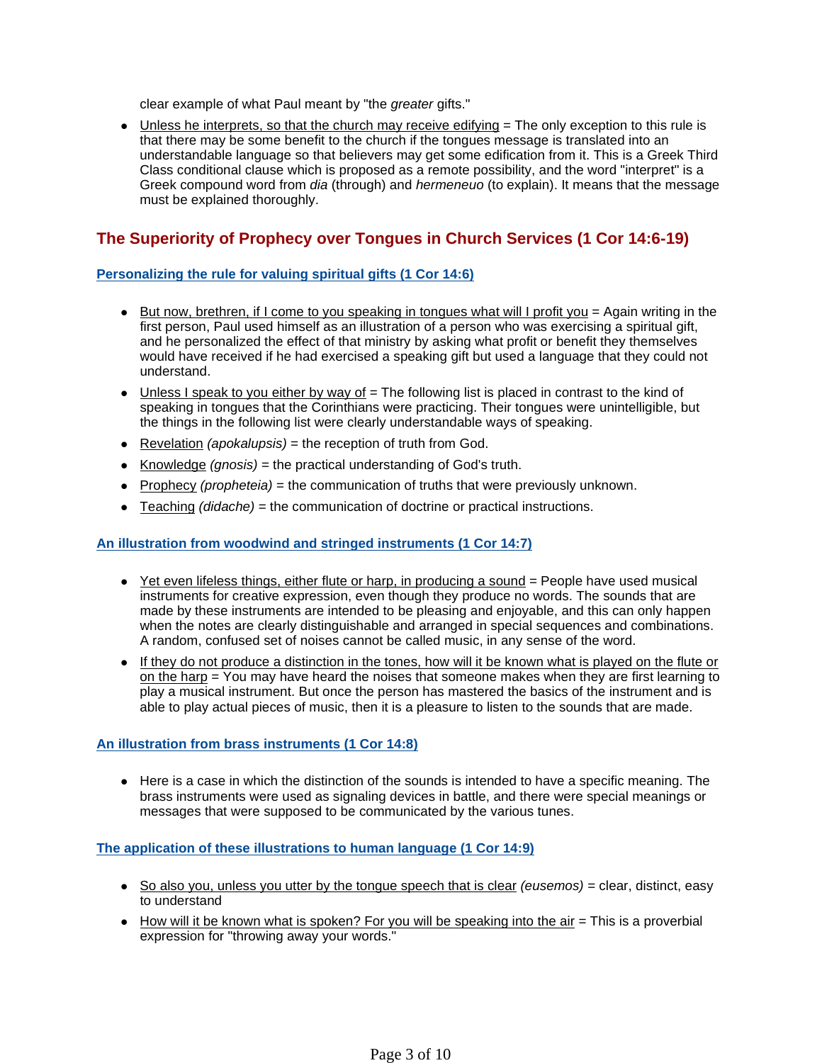clear example of what Paul meant by "the *greater* gifts."

- Unless he interprets, so that the church may receive edifying = The only exception to this rule is that there may be some benefit to the church if the tongues message is translated into an understandable language so that believers may get some edification from it. This is a Greek Third Class conditional clause which is proposed as a remote possibility, and the word "interpret" is a Greek compound word from *dia* (through) and *hermeneuo* (to explain). It means that the message must be explained thoroughly.

## The Superiority of Prophecy over Tongues in Church Services (1 Cor 14:6-19)

### Personalizing the rule for valuing spiritual gifts (1 Cor 14:6)

- But now, brethren, if I come to you speaking in tongues what will I profit you = Again writing in the first person, Paul used himself as an illustration of a person who was exercising a spiritual gift, and he personalized the effect of that ministry by asking what profit or benefit they themselves would have received if he had exercised a speaking gift but used a language that they could not understand.
- Unless I speak to you either by way of = The following list is placed in contrast to the kind of speaking in tongues that the Corinthians were practicing. Their tongues were unintelligible, but the things in the following list were clearly understandable ways of speaking.
- Revelation *(apokalupsis)* = the reception of truth from God.
- Knowledge *(gnosis)* = the practical understanding of God's truth.
- Prophecy *(propheteia)* = the communication of truths that were previously unknown.
- Teaching *(didache)* = the communication of doctrine or practical instructions.

### An illustration from woodwind and stringed instruments (1 Cor 14:7)

- Yet even lifeless things, either flute or harp, in producing a sound = People have used musical instruments for creative expression, even though they produce no words. The sounds that are made by these instruments are intended to be pleasing and enjoyable, and this can only happen when the notes are clearly distinguishable and arranged in special sequences and combinations. A random, confused set of noises cannot be called music, in any sense of the word.
- If they do not produce a distinction in the tones, how will it be known what is played on the flute or on the harp = You may have heard the noises that someone makes when they are first learning to play a musical instrument. But once the person has mastered the basics of the instrument and is able to play actual pieces of music, then it is a pleasure to listen to the sounds that are made.

### An illustration from brass instruments (1 Cor 14:8)

- Here is a case in which the distinction of the sounds is intended to have a specific meaning. The brass instruments were used as signaling devices in battle, and there were special meanings or messages that were supposed to be communicated by the various tunes.

### The application of these illustrations to human language (1 Cor 14:9)

- So also you, unless you utter by the tongue speech that is clear *(eusemos)* = clear, distinct, easy to understand
- How will it be known what is spoken? For you will be speaking into the air = This is a proverbial expression for "throwing away your words."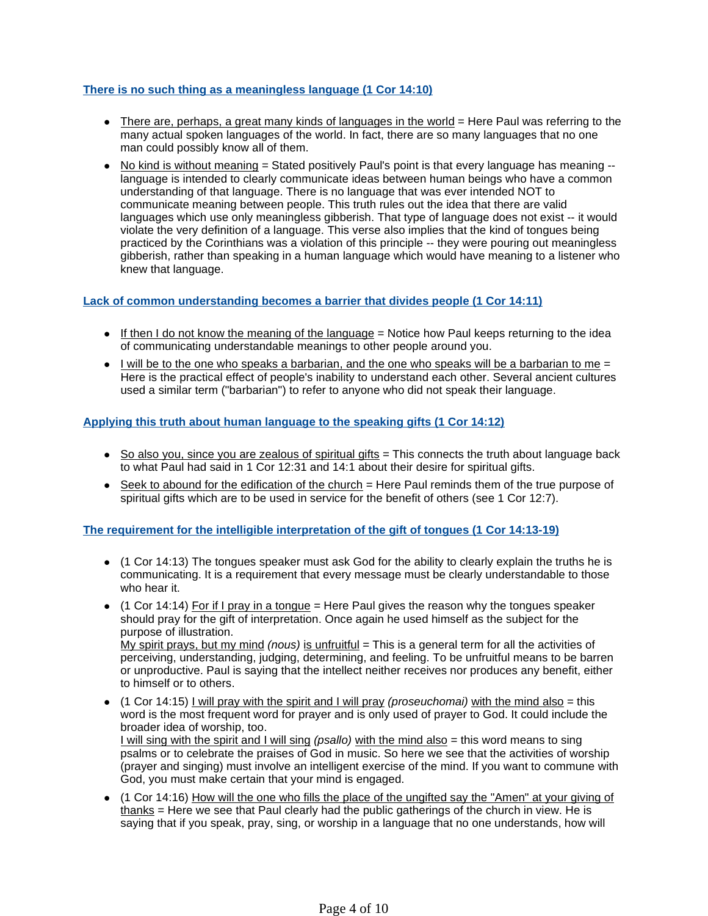### There is no such thing as a meaningless language (1 Cor 14:10)

- There are, perhaps, a great many kinds of languages in the world = Here Paul was referring to the many actual spoken languages of the world. In fact, there are so many languages that no one man could possibly know all of them.
- No kind is without meaning = Stated positively Paul's point is that every language has meaning -- language is intended to clearly communicate ideas between human beings who have a common understanding of that language. There is no language that was ever intended NOT to communicate meaning between people. This truth rules out the idea that there are valid languages which use only meaningless gibberish. That type of language does not exist -- it would violate the very definition of a language. This verse also implies that the kind of tongues being practiced by the Corinthians was a violation of this principle -- they were pouring out meaningless gibberish, rather than speaking in a human language which would have meaning to a listener who knew that language.

### Lack of common understanding becomes a barrier that divides people (1 Cor 14:11)

- If then I do not know the meaning of the language = Notice how Paul keeps returning to the idea of communicating understandable meanings to other people around you.
- I will be to the one who speaks a barbarian, and the one who speaks will be a barbarian to me = Here is the practical effect of people's inability to understand each other. Several ancient cultures used a similar term ("barbarian") to refer to anyone who did not speak their language.

### Applying this truth about human language to the speaking gifts (1 Cor 14:12)

- So also you, since you are zealous of spiritual gifts = This connects the truth about language back to what Paul had said in 1 Cor 12:31 and 14:1 about their desire for spiritual gifts.
- Seek to abound for the edification of the church = Here Paul reminds them of the true purpose of spiritual gifts which are to be used in service for the benefit of others (see 1 Cor 12:7).

### The requirement for the intelligible interpretation of the gift of tongues (1 Cor 14:13-19)

- (1 Cor 14:13) The tongues speaker must ask God for the ability to clearly explain the truths he is communicating. It is a requirement that every message must be clearly understandable to those who hear it.
- (1 Cor 14:14) For if I pray in a tongue = Here Paul gives the reason why the tongues speaker should pray for the gift of interpretation. Once again he used himself as the subject for the purpose of illustration.
  My spirit prays, but my mind *(nous)* is unfruitful = This is a general term for all the activities of perceiving, understanding, judging, determining, and feeling. To be unfruitful means to be barren or unproductive. Paul is saying that the intellect neither receives nor produces any benefit, either to himself or to others.
- (1 Cor 14:15) I will pray with the spirit and I will pray *(proseuchomai)* with the mind also = this word is the most frequent word for prayer and is only used of prayer to God. It could include the broader idea of worship, too.
  I will sing with the spirit and I will sing *(psallo)* with the mind also = this word means to sing psalms or to celebrate the praises of God in music. So here we see that the activities of worship (prayer and singing) must involve an intelligent exercise of the mind. If you want to commune with God, you must make certain that your mind is engaged.
- (1 Cor 14:16) How will the one who fills the place of the ungifted say the "Amen" at your giving of thanks = Here we see that Paul clearly had the public gatherings of the church in view. He is saying that if you speak, pray, sing, or worship in a language that no one understands, how will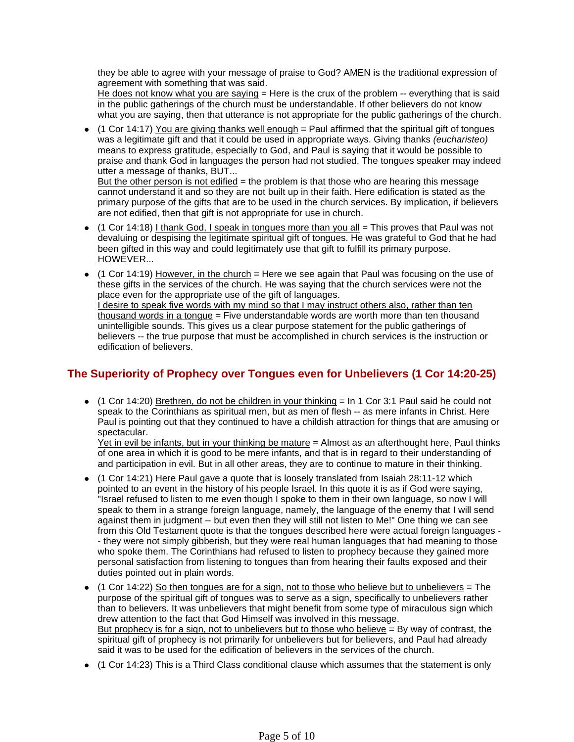they be able to agree with your message of praise to God? AMEN is the traditional expression of agreement with something that was said.
<u>He does not know what you are saying</u> = Here is the crux of the problem -- everything that is said in the public gatherings of the church must be understandable. If other believers do not know what you are saying, then that utterance is not appropriate for the public gatherings of the church.

- (1 Cor 14:17) <u>You are giving thanks well enough</u> = Paul affirmed that the spiritual gift of tongues was a legitimate gift and that it could be used in appropriate ways. Giving thanks *(eucharisteo)* means to express gratitude, especially to God, and Paul is saying that it would be possible to praise and thank God in languages the person had not studied. The tongues speaker may indeed utter a message of thanks, BUT...
  <u>But the other person is not edified</u> = the problem is that those who are hearing this message cannot understand it and so they are not built up in their faith. Here edification is stated as the primary purpose of the gifts that are to be used in the church services. By implication, if believers are not edified, then that gift is not appropriate for use in church.
- (1 Cor 14:18) <u>I thank God, I speak in tongues more than you all</u> = This proves that Paul was not devaluing or despising the legitimate spiritual gift of tongues. He was grateful to God that he had been gifted in this way and could legitimately use that gift to fulfill its primary purpose. HOWEVER...
- (1 Cor 14:19) <u>However, in the church</u> = Here we see again that Paul was focusing on the use of these gifts in the services of the church. He was saying that the church services were not the place even for the appropriate use of the gift of languages.
  <u>I desire to speak five words with my mind so that I may instruct others also, rather than ten thousand words in a tongue</u> = Five understandable words are worth more than ten thousand unintelligible sounds. This gives us a clear purpose statement for the public gatherings of believers -- the true purpose that must be accomplished in church services is the instruction or edification of believers.

## The Superiority of Prophecy over Tongues even for Unbelievers (1 Cor 14:20-25)

- (1 Cor 14:20) <u>Brethren, do not be children in your thinking</u> = In 1 Cor 3:1 Paul said he could not speak to the Corinthians as spiritual men, but as men of flesh -- as mere infants in Christ. Here Paul is pointing out that they continued to have a childish attraction for things that are amusing or spectacular.
  <u>Yet in evil be infants, but in your thinking be mature</u> = Almost as an afterthought here, Paul thinks of one area in which it is good to be mere infants, and that is in regard to their understanding of and participation in evil. But in all other areas, they are to continue to mature in their thinking.
- (1 Cor 14:21) Here Paul gave a quote that is loosely translated from Isaiah 28:11-12 which pointed to an event in the history of his people Israel. In this quote it is as if God were saying, "Israel refused to listen to me even though I spoke to them in their own language, so now I will speak to them in a strange foreign language, namely, the language of the enemy that I will send against them in judgment -- but even then they will still not listen to Me!" One thing we can see from this Old Testament quote is that the tongues described here were actual foreign languages -- they were not simply gibberish, but they were real human languages that had meaning to those who spoke them. The Corinthians had refused to listen to prophecy because they gained more personal satisfaction from listening to tongues than from hearing their faults exposed and their duties pointed out in plain words.
- (1 Cor 14:22) <u>So then tongues are for a sign, not to those who believe but to unbelievers</u> = The purpose of the spiritual gift of tongues was to serve as a sign, specifically to unbelievers rather than to believers. It was unbelievers that might benefit from some type of miraculous sign which drew attention to the fact that God Himself was involved in this message.
  <u>But prophecy is for a sign, not to unbelievers but to those who believe</u> = By way of contrast, the spiritual gift of prophecy is not primarily for unbelievers but for believers, and Paul had already said it was to be used for the edification of believers in the services of the church.
- (1 Cor 14:23) This is a Third Class conditional clause which assumes that the statement is only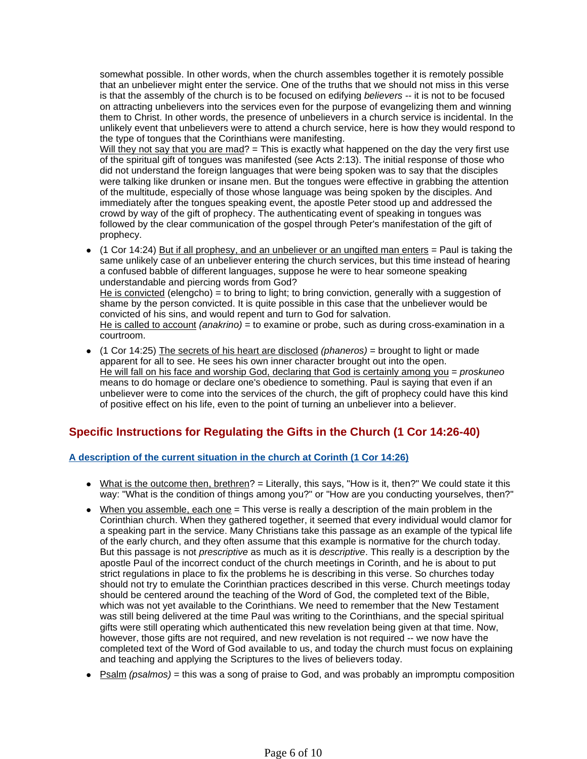somewhat possible. In other words, when the church assembles together it is remotely possible that an unbeliever might enter the service. One of the truths that we should not miss in this verse is that the assembly of the church is to be focused on edifying *believers* -- it is not to be focused on attracting unbelievers into the services even for the purpose of evangelizing them and winning them to Christ. In other words, the presence of unbelievers in a church service is incidental. In the unlikely event that unbelievers were to attend a church service, here is how they would respond to the type of tongues that the Corinthians were manifesting.
Will they not say that you are mad? = This is exactly what happened on the day the very first use of the spiritual gift of tongues was manifested (see Acts 2:13). The initial response of those who did not understand the foreign languages that were being spoken was to say that the disciples were talking like drunken or insane men. But the tongues were effective in grabbing the attention of the multitude, especially of those whose language was being spoken by the disciples. And immediately after the tongues speaking event, the apostle Peter stood up and addressed the crowd by way of the gift of prophecy. The authenticating event of speaking in tongues was followed by the clear communication of the gospel through Peter's manifestation of the gift of prophecy.

- (1 Cor 14:24) But if all prophesy, and an unbeliever or an ungifted man enters = Paul is taking the same unlikely case of an unbeliever entering the church services, but this time instead of hearing a confused babble of different languages, suppose he were to hear someone speaking understandable and piercing words from God?
  He is convicted (elengcho) = to bring to light; to bring conviction, generally with a suggestion of shame by the person convicted. It is quite possible in this case that the unbeliever would be convicted of his sins, and would repent and turn to God for salvation.
  He is called to account *(anakrino)* = to examine or probe, such as during cross-examination in a courtroom.
- (1 Cor 14:25) The secrets of his heart are disclosed *(phaneros)* = brought to light or made apparent for all to see. He sees his own inner character brought out into the open.
  He will fall on his face and worship God, declaring that God is certainly among you = *proskuneo* means to do homage or declare one's obedience to something. Paul is saying that even if an unbeliever were to come into the services of the church, the gift of prophecy could have this kind of positive effect on his life, even to the point of turning an unbeliever into a believer.

## Specific Instructions for Regulating the Gifts in the Church (1 Cor 14:26-40)

### A description of the current situation in the church at Corinth (1 Cor 14:26)

- What is the outcome then, brethren? = Literally, this says, "How is it, then?" We could state it this way: "What is the condition of things among you?" or "How are you conducting yourselves, then?"
- When you assemble, each one = This verse is really a description of the main problem in the Corinthian church. When they gathered together, it seemed that every individual would clamor for a speaking part in the service. Many Christians take this passage as an example of the typical life of the early church, and they often assume that this example is normative for the church today. But this passage is not *prescriptive* as much as it is *descriptive*. This really is a description by the apostle Paul of the incorrect conduct of the church meetings in Corinth, and he is about to put strict regulations in place to fix the problems he is describing in this verse. So churches today should not try to emulate the Corinthian practices described in this verse. Church meetings today should be centered around the teaching of the Word of God, the completed text of the Bible, which was not yet available to the Corinthians. We need to remember that the New Testament was still being delivered at the time Paul was writing to the Corinthians, and the special spiritual gifts were still operating which authenticated this new revelation being given at that time. Now, however, those gifts are not required, and new revelation is not required -- we now have the completed text of the Word of God available to us, and today the church must focus on explaining and teaching and applying the Scriptures to the lives of believers today.
- Psalm *(psalmos)* = this was a song of praise to God, and was probably an impromptu composition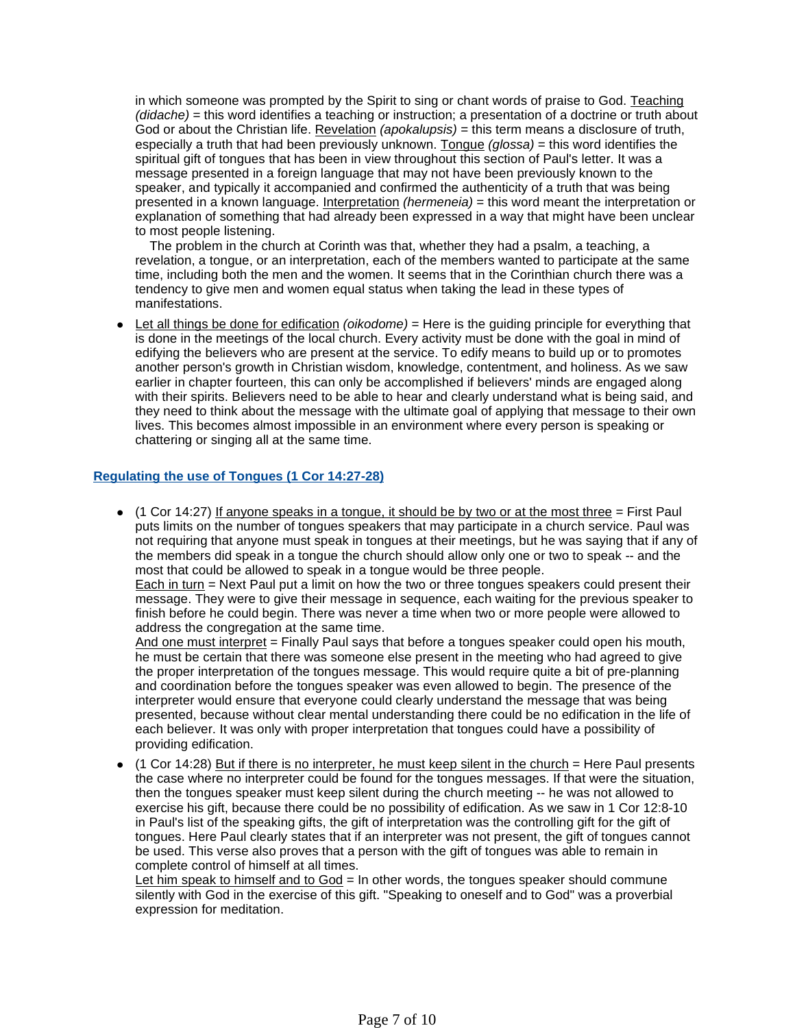in which someone was prompted by the Spirit to sing or chant words of praise to God. <u>Teaching</u> *(didache)* = this word identifies a teaching or instruction; a presentation of a doctrine or truth about God or about the Christian life. <u>Revelation</u> *(apokalupsis)* = this term means a disclosure of truth, especially a truth that had been previously unknown. <u>Tongue</u> *(glossa)* = this word identifies the spiritual gift of tongues that has been in view throughout this section of Paul's letter. It was a message presented in a foreign language that may not have been previously known to the speaker, and typically it accompanied and confirmed the authenticity of a truth that was being presented in a known language. <u>Interpretation</u> *(hermeneia)* = this word meant the interpretation or explanation of something that had already been expressed in a way that might have been unclear to most people listening.

The problem in the church at Corinth was that, whether they had a psalm, a teaching, a revelation, a tongue, or an interpretation, each of the members wanted to participate at the same time, including both the men and the women. It seems that in the Corinthian church there was a tendency to give men and women equal status when taking the lead in these types of manifestations.

- <u>Let all things be done for edification</u> *(oikodome)* = Here is the guiding principle for everything that is done in the meetings of the local church. Every activity must be done with the goal in mind of edifying the believers who are present at the service. To edify means to build up or to promotes another person's growth in Christian wisdom, knowledge, contentment, and holiness. As we saw earlier in chapter fourteen, this can only be accomplished if believers' minds are engaged along with their spirits. Believers need to be able to hear and clearly understand what is being said, and they need to think about the message with the ultimate goal of applying that message to their own lives. This becomes almost impossible in an environment where every person is speaking or chattering or singing all at the same time.

## Regulating the use of Tongues (1 Cor 14:27-28)

- (1 Cor 14:27) <u>If anyone speaks in a tongue, it should be by two or at the most three</u> = First Paul puts limits on the number of tongues speakers that may participate in a church service. Paul was not requiring that anyone must speak in tongues at their meetings, but he was saying that if any of the members did speak in a tongue the church should allow only one or two to speak -- and the most that could be allowed to speak in a tongue would be three people.
  <u>Each in turn</u> = Next Paul put a limit on how the two or three tongues speakers could present their message. They were to give their message in sequence, each waiting for the previous speaker to finish before he could begin. There was never a time when two or more people were allowed to address the congregation at the same time.
  <u>And one must interpret</u> = Finally Paul says that before a tongues speaker could open his mouth, he must be certain that there was someone else present in the meeting who had agreed to give the proper interpretation of the tongues message. This would require quite a bit of pre-planning and coordination before the tongues speaker was even allowed to begin. The presence of the interpreter would ensure that everyone could clearly understand the message that was being presented, because without clear mental understanding there could be no edification in the life of each believer. It was only with proper interpretation that tongues could have a possibility of providing edification.
- (1 Cor 14:28) <u>But if there is no interpreter, he must keep silent in the church</u> = Here Paul presents the case where no interpreter could be found for the tongues messages. If that were the situation, then the tongues speaker must keep silent during the church meeting -- he was not allowed to exercise his gift, because there could be no possibility of edification. As we saw in 1 Cor 12:8-10 in Paul's list of the speaking gifts, the gift of interpretation was the controlling gift for the gift of tongues. Here Paul clearly states that if an interpreter was not present, the gift of tongues cannot be used. This verse also proves that a person with the gift of tongues was able to remain in complete control of himself at all times.
  <u>Let him speak to himself and to God</u> = In other words, the tongues speaker should commune silently with God in the exercise of this gift. "Speaking to oneself and to God" was a proverbial expression for meditation.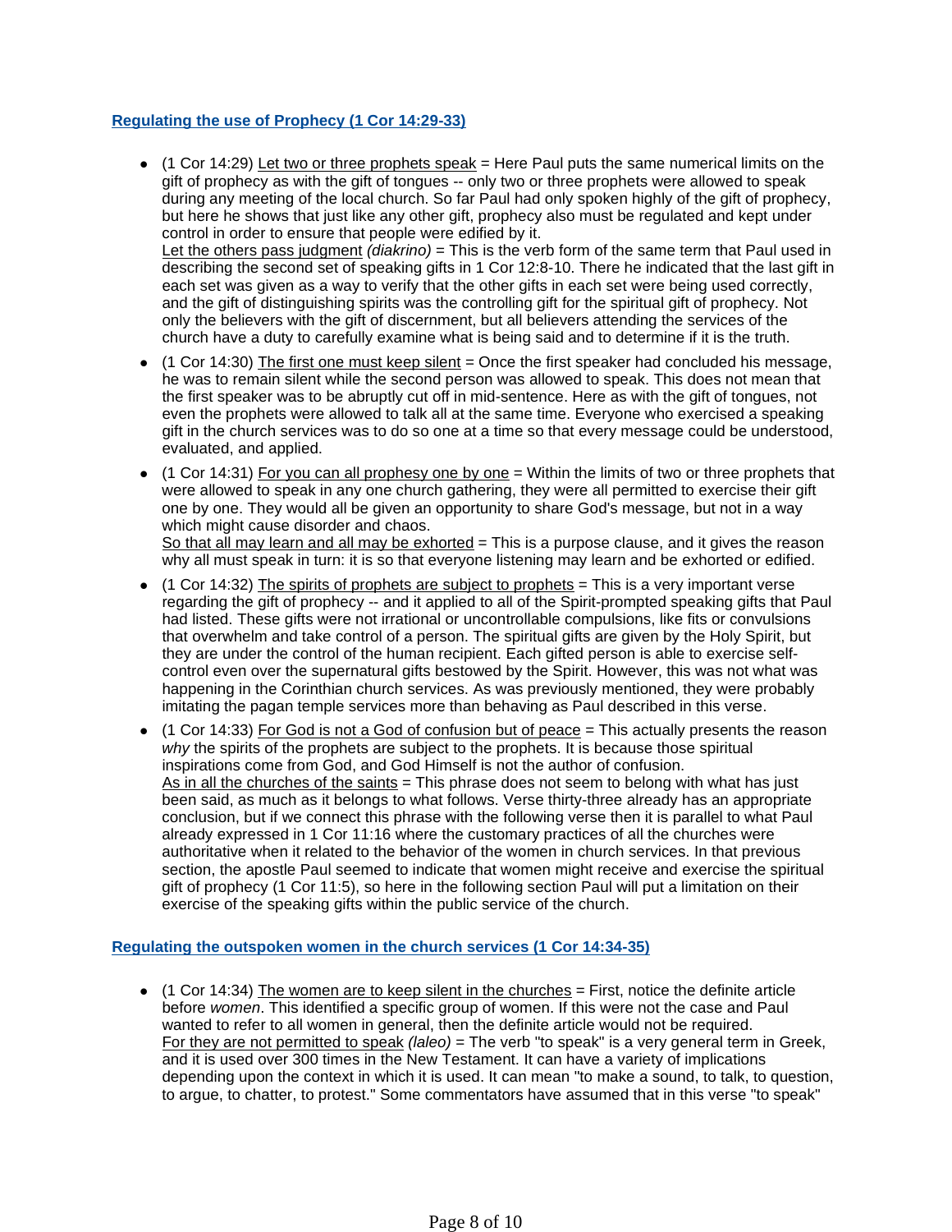## Regulating the use of Prophecy (1 Cor 14:29-33)

- (1 Cor 14:29) <u>Let two or three prophets speak</u> = Here Paul puts the same numerical limits on the gift of prophecy as with the gift of tongues -- only two or three prophets were allowed to speak during any meeting of the local church. So far Paul had only spoken highly of the gift of prophecy, but here he shows that just like any other gift, prophecy also must be regulated and kept under control in order to ensure that people were edified by it.
  <u>Let the others pass judgment</u> *(diakrino)* = This is the verb form of the same term that Paul used in describing the second set of speaking gifts in 1 Cor 12:8-10. There he indicated that the last gift in each set was given as a way to verify that the other gifts in each set were being used correctly, and the gift of distinguishing spirits was the controlling gift for the spiritual gift of prophecy. Not only the believers with the gift of discernment, but all believers attending the services of the church have a duty to carefully examine what is being said and to determine if it is the truth.
- (1 Cor 14:30) <u>The first one must keep silent</u> = Once the first speaker had concluded his message, he was to remain silent while the second person was allowed to speak. This does not mean that the first speaker was to be abruptly cut off in mid-sentence. Here as with the gift of tongues, not even the prophets were allowed to talk all at the same time. Everyone who exercised a speaking gift in the church services was to do so one at a time so that every message could be understood, evaluated, and applied.
- (1 Cor 14:31) <u>For you can all prophesy one by one</u> = Within the limits of two or three prophets that were allowed to speak in any one church gathering, they were all permitted to exercise their gift one by one. They would all be given an opportunity to share God's message, but not in a way which might cause disorder and chaos.
  <u>So that all may learn and all may be exhorted</u> = This is a purpose clause, and it gives the reason why all must speak in turn: it is so that everyone listening may learn and be exhorted or edified.
- (1 Cor 14:32) <u>The spirits of prophets are subject to prophets</u> = This is a very important verse regarding the gift of prophecy -- and it applied to all of the Spirit-prompted speaking gifts that Paul had listed. These gifts were not irrational or uncontrollable compulsions, like fits or convulsions that overwhelm and take control of a person. The spiritual gifts are given by the Holy Spirit, but they are under the control of the human recipient. Each gifted person is able to exercise self-control even over the supernatural gifts bestowed by the Spirit. However, this was not what was happening in the Corinthian church services. As was previously mentioned, they were probably imitating the pagan temple services more than behaving as Paul described in this verse.
- (1 Cor 14:33) <u>For God is not a God of confusion but of peace</u> = This actually presents the reason *why* the spirits of the prophets are subject to the prophets. It is because those spiritual inspirations come from God, and God Himself is not the author of confusion.
  <u>As in all the churches of the saints</u> = This phrase does not seem to belong with what has just been said, as much as it belongs to what follows. Verse thirty-three already has an appropriate conclusion, but if we connect this phrase with the following verse then it is parallel to what Paul already expressed in 1 Cor 11:16 where the customary practices of all the churches were authoritative when it related to the behavior of the women in church services. In that previous section, the apostle Paul seemed to indicate that women might receive and exercise the spiritual gift of prophecy (1 Cor 11:5), so here in the following section Paul will put a limitation on their exercise of the speaking gifts within the public service of the church.

## Regulating the outspoken women in the church services (1 Cor 14:34-35)

- (1 Cor 14:34) <u>The women are to keep silent in the churches</u> = First, notice the definite article before *women*. This identified a specific group of women. If this were not the case and Paul wanted to refer to all women in general, then the definite article would not be required.
  <u>For they are not permitted to speak</u> *(laleo)* = The verb "to speak" is a very general term in Greek, and it is used over 300 times in the New Testament. It can have a variety of implications depending upon the context in which it is used. It can mean "to make a sound, to talk, to question, to argue, to chatter, to protest." Some commentators have assumed that in this verse "to speak"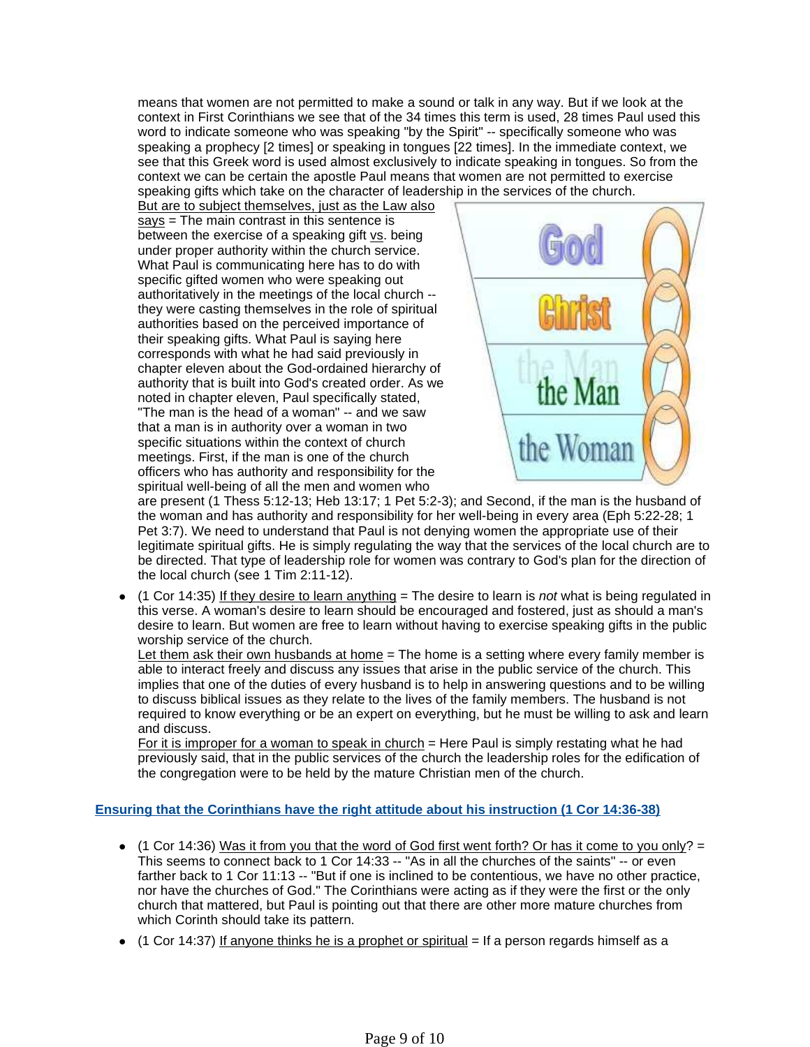means that women are not permitted to make a sound or talk in any way. But if we look at the context in First Corinthians we see that of the 34 times this term is used, 28 times Paul used this word to indicate someone who was speaking "by the Spirit" -- specifically someone who was speaking a prophecy [2 times] or speaking in tongues [22 times]. In the immediate context, we see that this Greek word is used almost exclusively to indicate speaking in tongues. So from the context we can be certain the apostle Paul means that women are not permitted to exercise speaking gifts which take on the character of leadership in the services of the church.

But are to subject themselves, just as the Law also says = The main contrast in this sentence is between the exercise of a speaking gift vs. being under proper authority within the church service. What Paul is communicating here has to do with specific gifted women who were speaking out authoritatively in the meetings of the local church -- they were casting themselves in the role of spiritual authorities based on the perceived importance of their speaking gifts. What Paul is saying here corresponds with what he had said previously in chapter eleven about the God-ordained hierarchy of authority that is built into God's created order. As we noted in chapter eleven, Paul specifically stated, "The man is the head of a woman" -- and we saw that a man is in authority over a woman in two specific situations within the context of church meetings. First, if the man is one of the church officers who has authority and responsibility for the spiritual well-being of all the men and women who are present (1 Thess 5:12-13; Heb 13:17; 1 Pet 5:2-3); and Second, if the man is the husband of the woman and has authority and responsibility for her well-being in every area (Eph 5:22-28; 1 Pet 3:7). We need to understand that Paul is not denying women the appropriate use of their legitimate spiritual gifts. He is simply regulating the way that the services of the local church are to be directed. That type of leadership role for women was contrary to God's plan for the direction of the local church (see 1 Tim 2:11-12).

- (1 Cor 14:35) If they desire to learn anything = The desire to learn is *not* what is being regulated in this verse. A woman's desire to learn should be encouraged and fostered, just as should a man's desire to learn. But women are free to learn without having to exercise speaking gifts in the public worship service of the church.
  Let them ask their own husbands at home = The home is a setting where every family member is able to interact freely and discuss any issues that arise in the public service of the church. This implies that one of the duties of every husband is to help in answering questions and to be willing to discuss biblical issues as they relate to the lives of the family members. The husband is not required to know everything or be an expert on everything, but he must be willing to ask and learn and discuss.
  For it is improper for a woman to speak in church = Here Paul is simply restating what he had previously said, that in the public services of the church the leadership roles for the edification of the congregation were to be held by the mature Christian men of the church.

### Ensuring that the Corinthians have the right attitude about his instruction (1 Cor 14:36-38)

- (1 Cor 14:36) Was it from you that the word of God first went forth? Or has it come to you only? = This seems to connect back to 1 Cor 14:33 -- "As in all the churches of the saints" -- or even farther back to 1 Cor 11:13 -- "But if one is inclined to be contentious, we have no other practice, nor have the churches of God." The Corinthians were acting as if they were the first or the only church that mattered, but Paul is pointing out that there are other more mature churches from which Corinth should take its pattern.
- (1 Cor 14:37) If anyone thinks he is a prophet or spiritual = If a person regards himself as a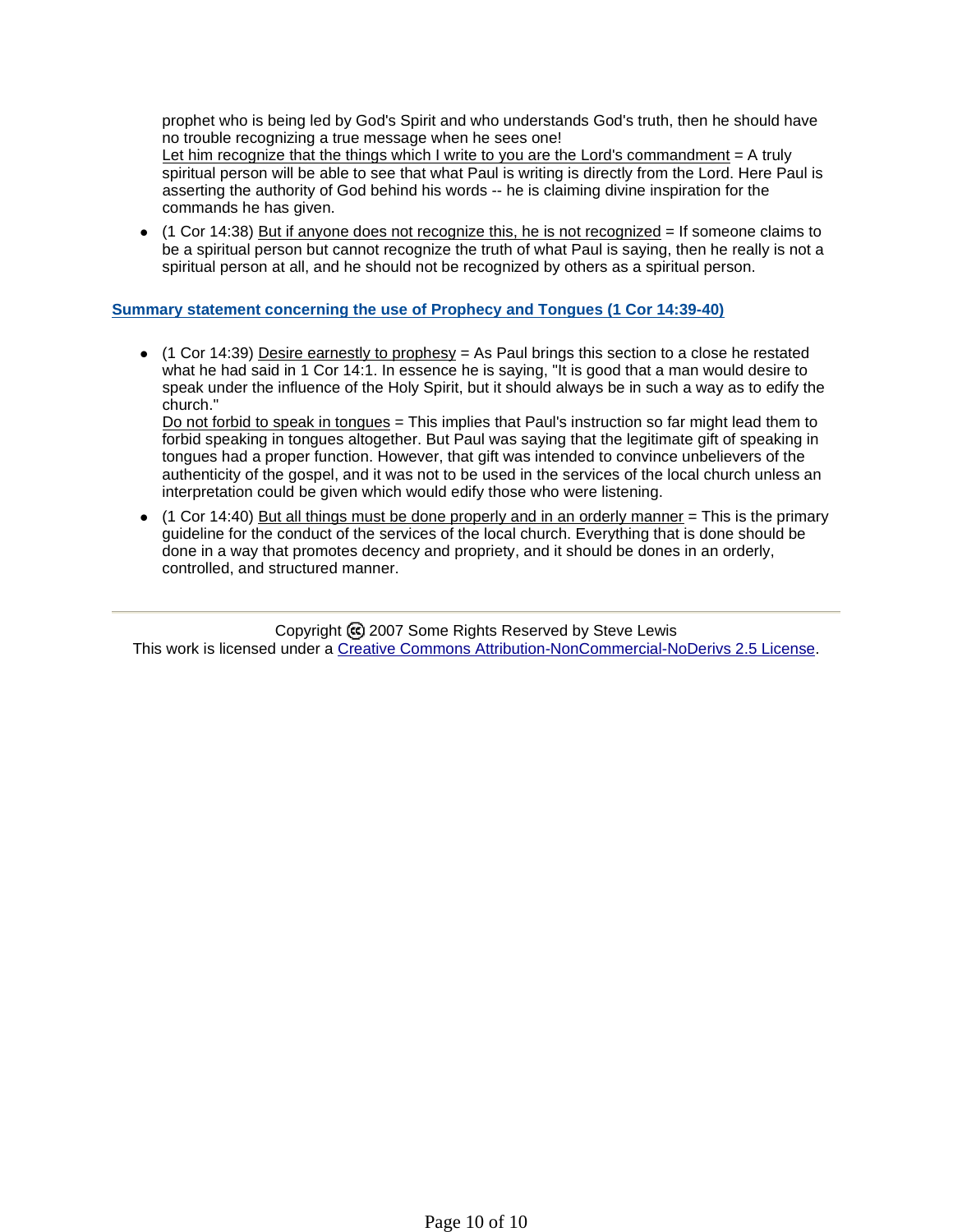prophet who is being led by God's Spirit and who understands God's truth, then he should have no trouble recognizing a true message when he sees one!
Let him recognize that the things which I write to you are the Lord's commandment = A truly spiritual person will be able to see that what Paul is writing is directly from the Lord. Here Paul is asserting the authority of God behind his words -- he is claiming divine inspiration for the commands he has given.

- (1 Cor 14:38) But if anyone does not recognize this, he is not recognized = If someone claims to be a spiritual person but cannot recognize the truth of what Paul is saying, then he really is not a spiritual person at all, and he should not be recognized by others as a spiritual person.

### Summary statement concerning the use of Prophecy and Tongues (1 Cor 14:39-40)

- (1 Cor 14:39) Desire earnestly to prophesy = As Paul brings this section to a close he restated what he had said in 1 Cor 14:1. In essence he is saying, "It is good that a man would desire to speak under the influence of the Holy Spirit, but it should always be in such a way as to edify the church."
  Do not forbid to speak in tongues = This implies that Paul's instruction so far might lead them to forbid speaking in tongues altogether. But Paul was saying that the legitimate gift of speaking in tongues had a proper function. However, that gift was intended to convince unbelievers of the authenticity of the gospel, and it was not to be used in the services of the local church unless an interpretation could be given which would edify those who were listening.
- (1 Cor 14:40) But all things must be done properly and in an orderly manner = This is the primary guideline for the conduct of the services of the local church. Everything that is done should be done in a way that promotes decency and propriety, and it should be dones in an orderly, controlled, and structured manner.

---

Copyright 🅭 2007 Some Rights Reserved by Steve Lewis
This work is licensed under a Creative Commons Attribution-NonCommercial-NoDerivs 2.5 License.